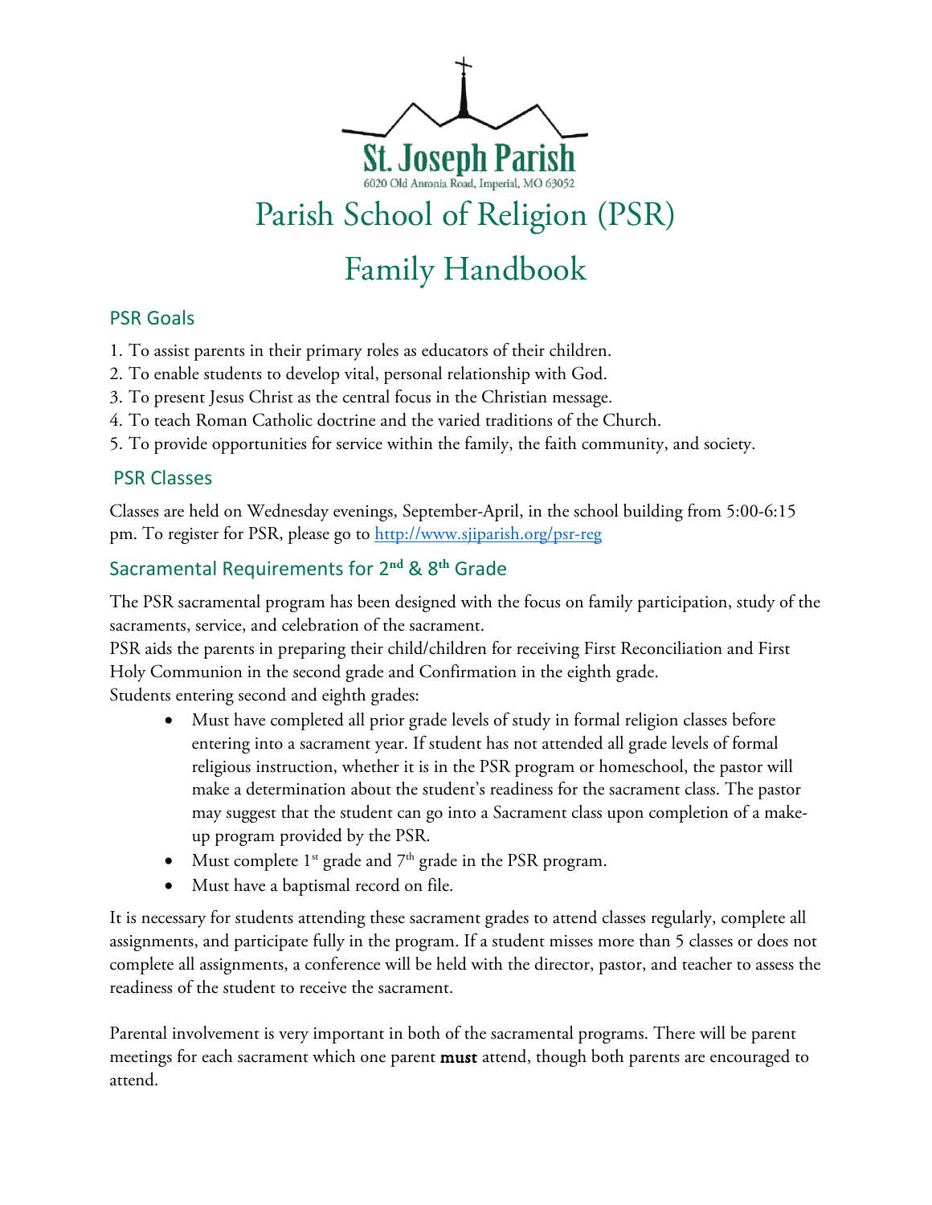St. Joseph Parish

6020 Old Antonia Road, Imperial, MO 63052

# Parish School of Religion (PSR)

# Family Handbook

## PSR Goals

1. To assist parents in their primary roles as educators of their children.
2. To enable students to develop vital, personal relationship with God.
3. To present Jesus Christ as the central focus in the Christian message.
4. To teach Roman Catholic doctrine and the varied traditions of the Church.
5. To provide opportunities for service within the family, the faith community, and society.

## PSR Classes

Classes are held on Wednesday evenings, September-April, in the school building from 5:00-6:15 pm. To register for PSR, please go to [http://www.sjiparish.org/psr-reg](http://www.sjiparish.org/psr-reg)

## Sacramental Requirements for 2nd & 8th Grade

The PSR sacramental program has been designed with the focus on family participation, study of the sacraments, service, and celebration of the sacrament.
PSR aids the parents in preparing their child/children for receiving First Reconciliation and First Holy Communion in the second grade and Confirmation in the eighth grade.
Students entering second and eighth grades:

- Must have completed all prior grade levels of study in formal religion classes before entering into a sacrament year. If student has not attended all grade levels of formal religious instruction, whether it is in the PSR program or homeschool, the pastor will make a determination about the student's readiness for the sacrament class. The pastor may suggest that the student can go into a Sacrament class upon completion of a make-up program provided by the PSR.
- Must complete 1st grade and 7th grade in the PSR program.
- Must have a baptismal record on file.

It is necessary for students attending these sacrament grades to attend classes regularly, complete all assignments, and participate fully in the program. If a student misses more than 5 classes or does not complete all assignments, a conference will be held with the director, pastor, and teacher to assess the readiness of the student to receive the sacrament.

Parental involvement is very important in both of the sacramental programs. There will be parent meetings for each sacrament which one parent **must** attend, though both parents are encouraged to attend.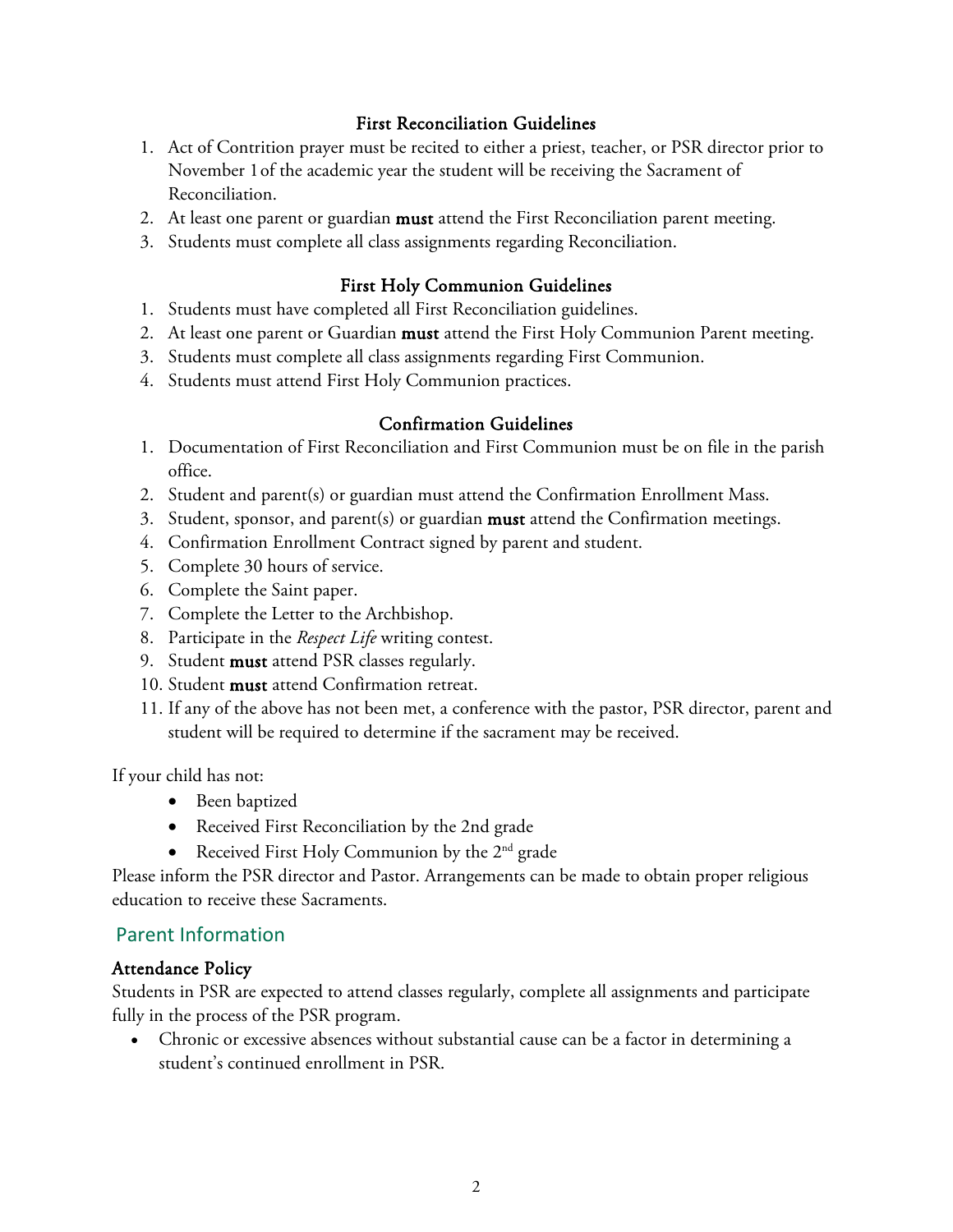### First Reconciliation Guidelines

1. Act of Contrition prayer must be recited to either a priest, teacher, or PSR director prior to November 1 of the academic year the student will be receiving the Sacrament of Reconciliation.
2. At least one parent or guardian **must** attend the First Reconciliation parent meeting.
3. Students must complete all class assignments regarding Reconciliation.

### First Holy Communion Guidelines

1. Students must have completed all First Reconciliation guidelines.
2. At least one parent or Guardian **must** attend the First Holy Communion Parent meeting.
3. Students must complete all class assignments regarding First Communion.
4. Students must attend First Holy Communion practices.

### Confirmation Guidelines

1. Documentation of First Reconciliation and First Communion must be on file in the parish office.
2. Student and parent(s) or guardian must attend the Confirmation Enrollment Mass.
3. Student, sponsor, and parent(s) or guardian **must** attend the Confirmation meetings.
4. Confirmation Enrollment Contract signed by parent and student.
5. Complete 30 hours of service.
6. Complete the Saint paper.
7. Complete the Letter to the Archbishop.
8. Participate in the *Respect Life* writing contest.
9. Student **must** attend PSR classes regularly.
10. Student **must** attend Confirmation retreat.
11. If any of the above has not been met, a conference with the pastor, PSR director, parent and student will be required to determine if the sacrament may be received.

If your child has not:

- Been baptized
- Received First Reconciliation by the 2nd grade
- Received First Holy Communion by the 2nd grade

Please inform the PSR director and Pastor. Arrangements can be made to obtain proper religious education to receive these Sacraments.

## Parent Information

### Attendance Policy

Students in PSR are expected to attend classes regularly, complete all assignments and participate fully in the process of the PSR program.

- Chronic or excessive absences without substantial cause can be a factor in determining a student's continued enrollment in PSR.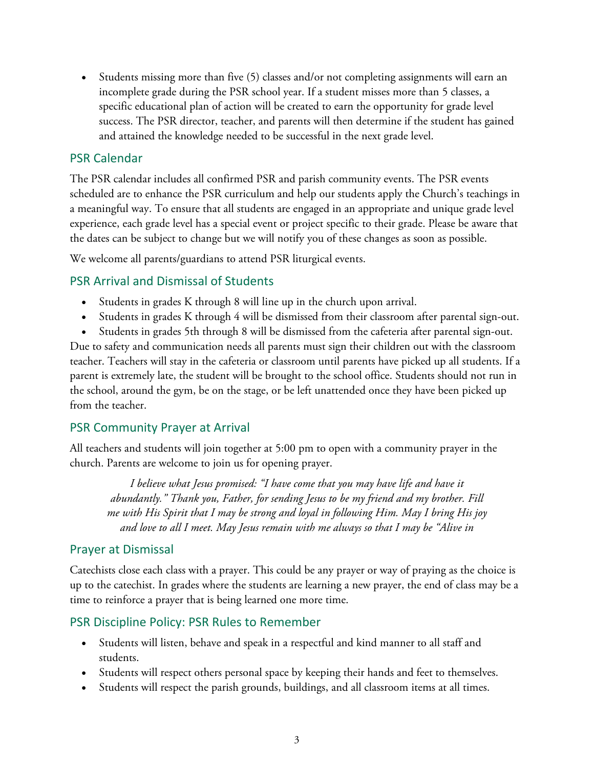- Students missing more than five (5) classes and/or not completing assignments will earn an incomplete grade during the PSR school year. If a student misses more than 5 classes, a specific educational plan of action will be created to earn the opportunity for grade level success. The PSR director, teacher, and parents will then determine if the student has gained and attained the knowledge needed to be successful in the next grade level.

## PSR Calendar

The PSR calendar includes all confirmed PSR and parish community events. The PSR events scheduled are to enhance the PSR curriculum and help our students apply the Church's teachings in a meaningful way. To ensure that all students are engaged in an appropriate and unique grade level experience, each grade level has a special event or project specific to their grade. Please be aware that the dates can be subject to change but we will notify you of these changes as soon as possible.

We welcome all parents/guardians to attend PSR liturgical events.

## PSR Arrival and Dismissal of Students

- Students in grades K through 8 will line up in the church upon arrival.
- Students in grades K through 4 will be dismissed from their classroom after parental sign-out.
- Students in grades 5th through 8 will be dismissed from the cafeteria after parental sign-out.

Due to safety and communication needs all parents must sign their children out with the classroom teacher. Teachers will stay in the cafeteria or classroom until parents have picked up all students. If a parent is extremely late, the student will be brought to the school office. Students should not run in the school, around the gym, be on the stage, or be left unattended once they have been picked up from the teacher.

## PSR Community Prayer at Arrival

All teachers and students will join together at 5:00 pm to open with a community prayer in the church. Parents are welcome to join us for opening prayer.

*I believe what Jesus promised: "I have come that you may have life and have it abundantly." Thank you, Father, for sending Jesus to be my friend and my brother. Fill me with His Spirit that I may be strong and loyal in following Him. May I bring His joy and love to all I meet. May Jesus remain with me always so that I may be "Alive in*

## Prayer at Dismissal

Catechists close each class with a prayer. This could be any prayer or way of praying as the choice is up to the catechist. In grades where the students are learning a new prayer, the end of class may be a time to reinforce a prayer that is being learned one more time.

## PSR Discipline Policy: PSR Rules to Remember

- Students will listen, behave and speak in a respectful and kind manner to all staff and students.
- Students will respect others personal space by keeping their hands and feet to themselves.
- Students will respect the parish grounds, buildings, and all classroom items at all times.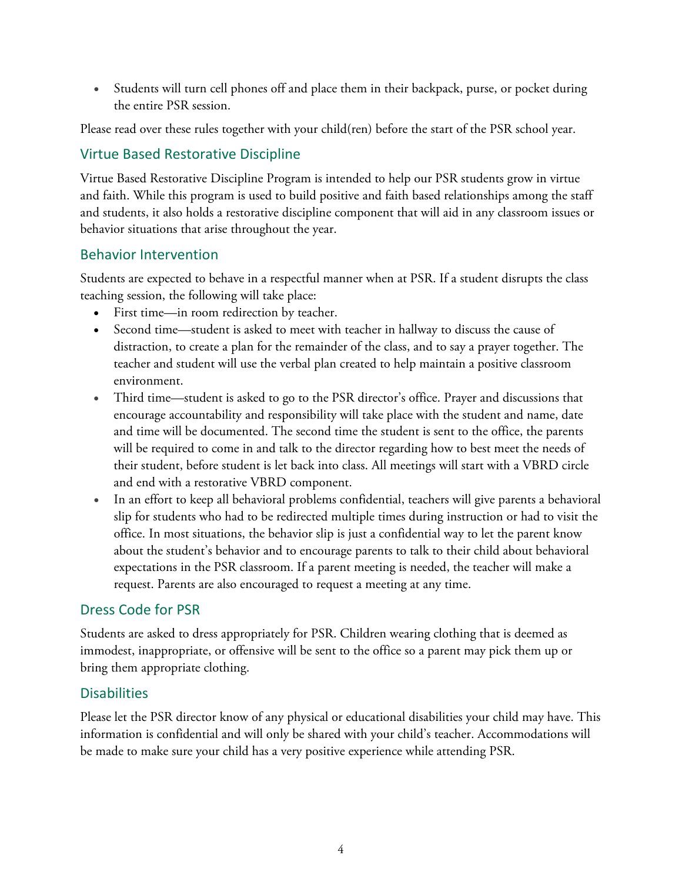- Students will turn cell phones off and place them in their backpack, purse, or pocket during the entire PSR session.

Please read over these rules together with your child(ren) before the start of the PSR school year.

## Virtue Based Restorative Discipline

Virtue Based Restorative Discipline Program is intended to help our PSR students grow in virtue and faith. While this program is used to build positive and faith based relationships among the staff and students, it also holds a restorative discipline component that will aid in any classroom issues or behavior situations that arise throughout the year.

## Behavior Intervention

Students are expected to behave in a respectful manner when at PSR. If a student disrupts the class teaching session, the following will take place:

- First time—in room redirection by teacher.
- Second time—student is asked to meet with teacher in hallway to discuss the cause of distraction, to create a plan for the remainder of the class, and to say a prayer together. The teacher and student will use the verbal plan created to help maintain a positive classroom environment.
- Third time—student is asked to go to the PSR director's office. Prayer and discussions that encourage accountability and responsibility will take place with the student and name, date and time will be documented. The second time the student is sent to the office, the parents will be required to come in and talk to the director regarding how to best meet the needs of their student, before student is let back into class. All meetings will start with a VBRD circle and end with a restorative VBRD component.
- In an effort to keep all behavioral problems confidential, teachers will give parents a behavioral slip for students who had to be redirected multiple times during instruction or had to visit the office. In most situations, the behavior slip is just a confidential way to let the parent know about the student's behavior and to encourage parents to talk to their child about behavioral expectations in the PSR classroom. If a parent meeting is needed, the teacher will make a request. Parents are also encouraged to request a meeting at any time.

## Dress Code for PSR

Students are asked to dress appropriately for PSR. Children wearing clothing that is deemed as immodest, inappropriate, or offensive will be sent to the office so a parent may pick them up or bring them appropriate clothing.

## Disabilities

Please let the PSR director know of any physical or educational disabilities your child may have. This information is confidential and will only be shared with your child's teacher. Accommodations will be made to make sure your child has a very positive experience while attending PSR.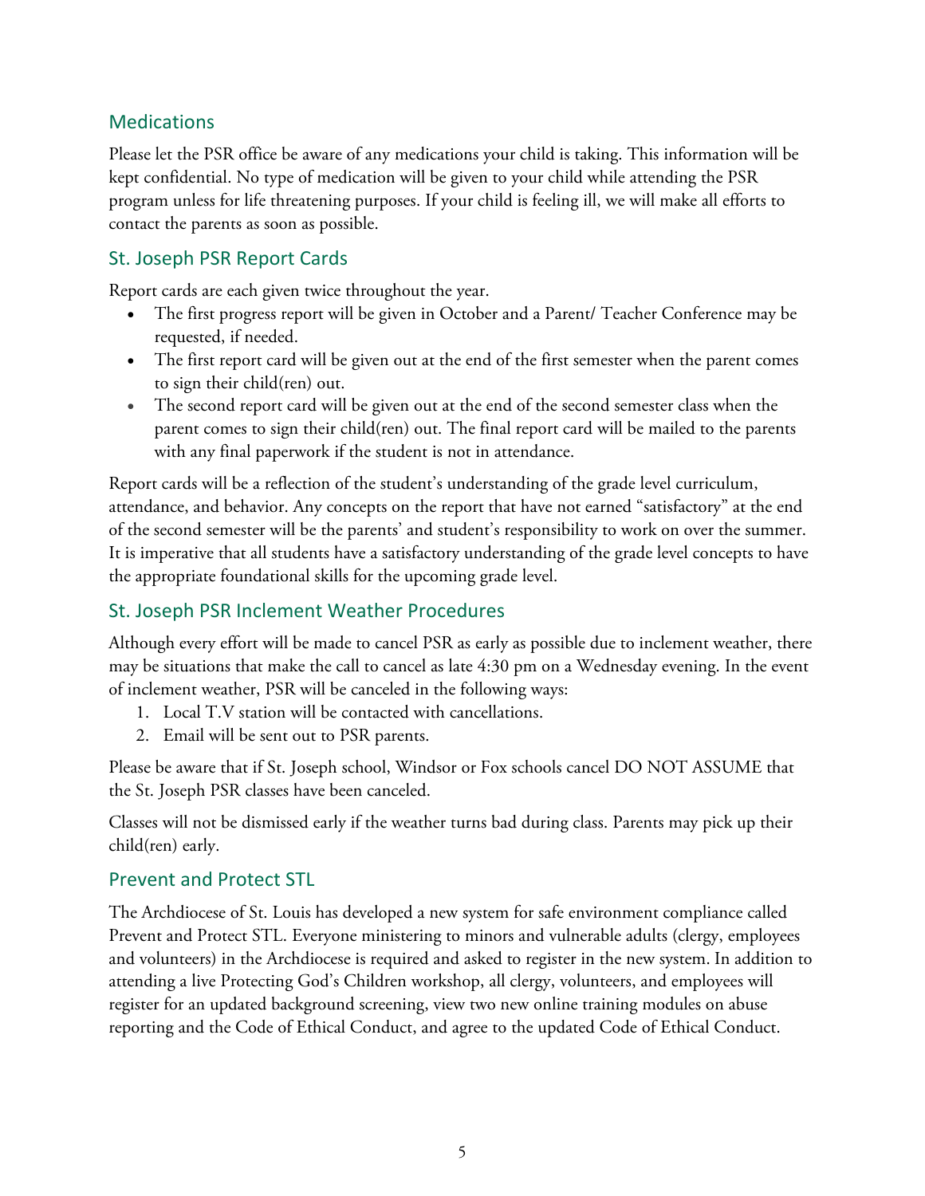## Medications

Please let the PSR office be aware of any medications your child is taking. This information will be kept confidential. No type of medication will be given to your child while attending the PSR program unless for life threatening purposes. If your child is feeling ill, we will make all efforts to contact the parents as soon as possible.

## St. Joseph PSR Report Cards

Report cards are each given twice throughout the year.

- The first progress report will be given in October and a Parent/ Teacher Conference may be requested, if needed.
- The first report card will be given out at the end of the first semester when the parent comes to sign their child(ren) out.
- The second report card will be given out at the end of the second semester class when the parent comes to sign their child(ren) out. The final report card will be mailed to the parents with any final paperwork if the student is not in attendance.

Report cards will be a reflection of the student's understanding of the grade level curriculum, attendance, and behavior. Any concepts on the report that have not earned "satisfactory" at the end of the second semester will be the parents' and student's responsibility to work on over the summer. It is imperative that all students have a satisfactory understanding of the grade level concepts to have the appropriate foundational skills for the upcoming grade level.

## St. Joseph PSR Inclement Weather Procedures

Although every effort will be made to cancel PSR as early as possible due to inclement weather, there may be situations that make the call to cancel as late 4:30 pm on a Wednesday evening. In the event of inclement weather, PSR will be canceled in the following ways:

1. Local T.V station will be contacted with cancellations.
2. Email will be sent out to PSR parents.

Please be aware that if St. Joseph school, Windsor or Fox schools cancel DO NOT ASSUME that the St. Joseph PSR classes have been canceled.

Classes will not be dismissed early if the weather turns bad during class. Parents may pick up their child(ren) early.

## Prevent and Protect STL

The Archdiocese of St. Louis has developed a new system for safe environment compliance called Prevent and Protect STL. Everyone ministering to minors and vulnerable adults (clergy, employees and volunteers) in the Archdiocese is required and asked to register in the new system. In addition to attending a live Protecting God's Children workshop, all clergy, volunteers, and employees will register for an updated background screening, view two new online training modules on abuse reporting and the Code of Ethical Conduct, and agree to the updated Code of Ethical Conduct.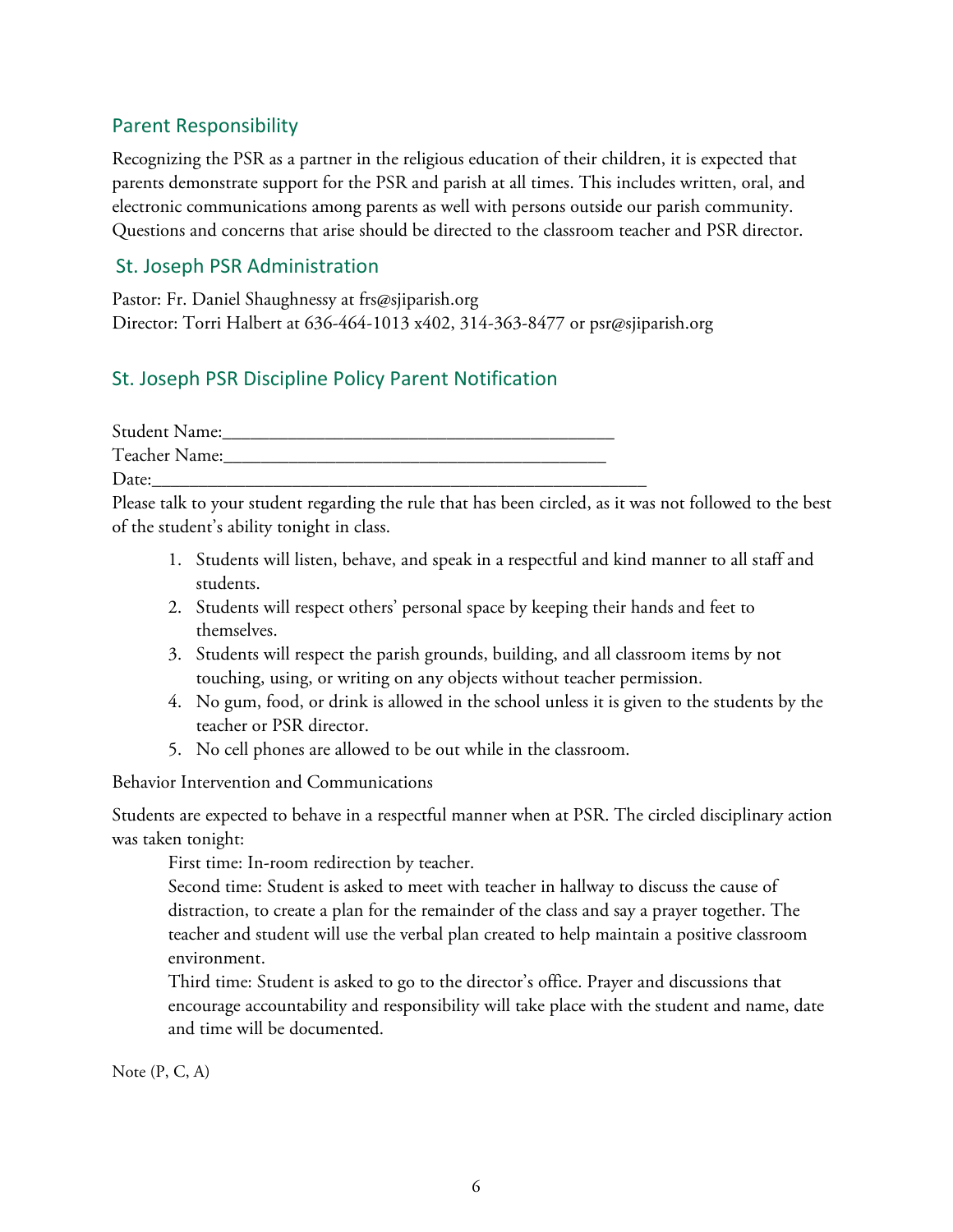## Parent Responsibility

Recognizing the PSR as a partner in the religious education of their children, it is expected that parents demonstrate support for the PSR and parish at all times. This includes written, oral, and electronic communications among parents as well with persons outside our parish community. Questions and concerns that arise should be directed to the classroom teacher and PSR director.

## St. Joseph PSR Administration

Pastor: Fr. Daniel Shaughnessy at frs@sjiparish.org
Director: Torri Halbert at 636-464-1013 x402, 314-363-8477 or psr@sjiparish.org

## St. Joseph PSR Discipline Policy Parent Notification

Student Name:___________________________________________
Teacher Name:__________________________________________
Date:__________________________________________________

Please talk to your student regarding the rule that has been circled, as it was not followed to the best of the student's ability tonight in class.

1. Students will listen, behave, and speak in a respectful and kind manner to all staff and students.
2. Students will respect others' personal space by keeping their hands and feet to themselves.
3. Students will respect the parish grounds, building, and all classroom items by not touching, using, or writing on any objects without teacher permission.
4. No gum, food, or drink is allowed in the school unless it is given to the students by the teacher or PSR director.
5. No cell phones are allowed to be out while in the classroom.

Behavior Intervention and Communications

Students are expected to behave in a respectful manner when at PSR. The circled disciplinary action was taken tonight:

First time: In-room redirection by teacher.

Second time: Student is asked to meet with teacher in hallway to discuss the cause of distraction, to create a plan for the remainder of the class and say a prayer together. The teacher and student will use the verbal plan created to help maintain a positive classroom environment.

Third time: Student is asked to go to the director's office. Prayer and discussions that encourage accountability and responsibility will take place with the student and name, date and time will be documented.

Note (P, C, A)